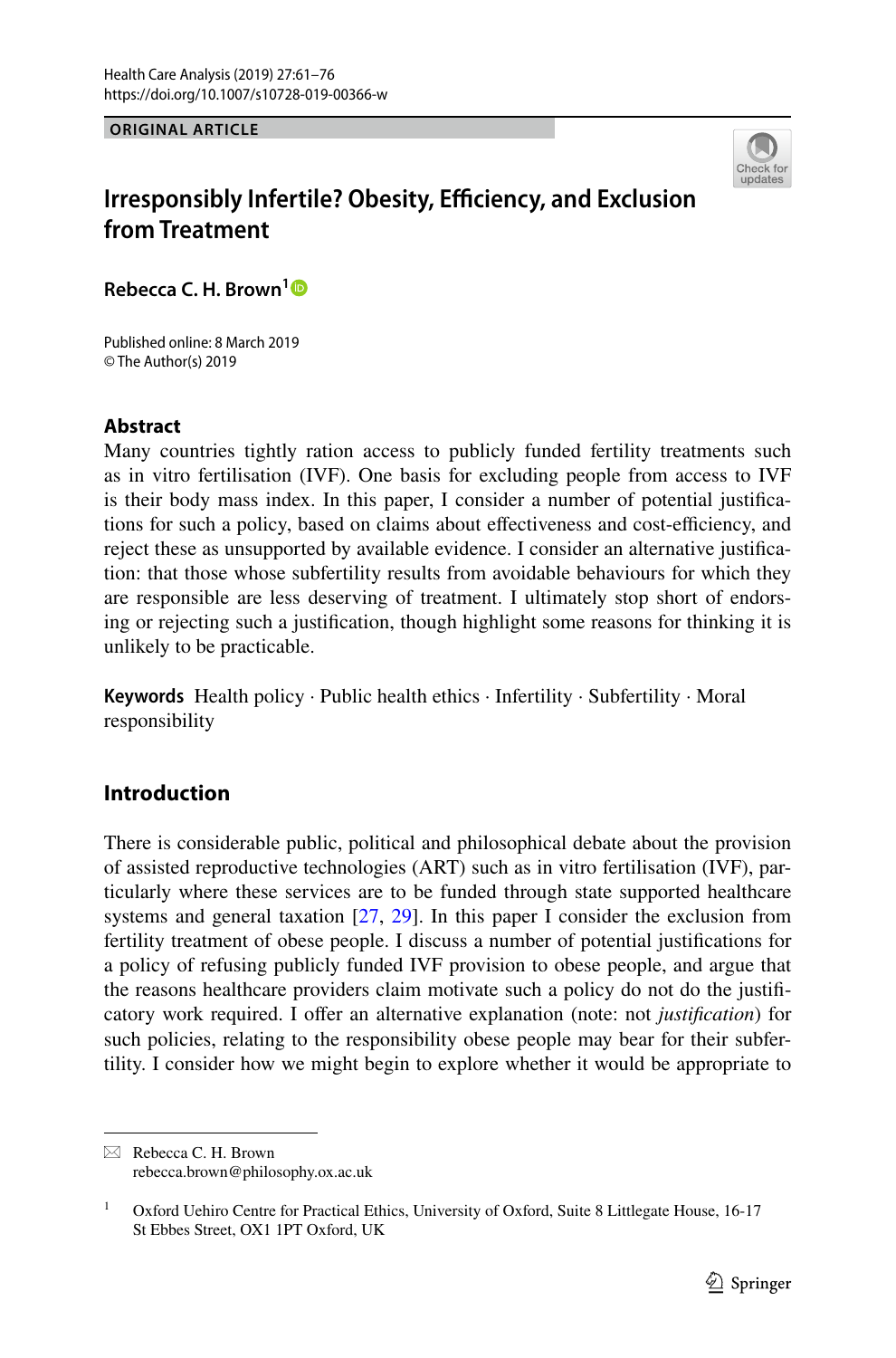ORIGINAL ARTICLE

# Irresponsibly Infertile? Obesity, Efficiency, and Exclusion from Treatment

**Rebecca C. H. Brown**[1]

Published online: 8 March 2019
© The Author(s) 2019

## Abstract

Many countries tightly ration access to publicly funded fertility treatments such as in vitro fertilisation (IVF). One basis for excluding people from access to IVF is their body mass index. In this paper, I consider a number of potential justifications for such a policy, based on claims about effectiveness and cost-efficiency, and reject these as unsupported by available evidence. I consider an alternative justification: that those whose subfertility results from avoidable behaviours for which they are responsible are less deserving of treatment. I ultimately stop short of endorsing or rejecting such a justification, though highlight some reasons for thinking it is unlikely to be practicable.

**Keywords** Health policy · Public health ethics · Infertility · Subfertility · Moral responsibility

## Introduction

There is considerable public, political and philosophical debate about the provision of assisted reproductive technologies (ART) such as in vitro fertilisation (IVF), particularly where these services are to be funded through state supported healthcare systems and general taxation [27, 29]. In this paper I consider the exclusion from fertility treatment of obese people. I discuss a number of potential justifications for a policy of refusing publicly funded IVF provision to obese people, and argue that the reasons healthcare providers claim motivate such a policy do not do the justificatory work required. I offer an alternative explanation (note: not *justification*) for such policies, relating to the responsibility obese people may bear for their subfertility. I consider how we might begin to explore whether it would be appropriate to

---

✉ Rebecca C. H. Brown
rebecca.brown@philosophy.ox.ac.uk

[1] Oxford Uehiro Centre for Practical Ethics, University of Oxford, Suite 8 Littlegate House, 16-17 St Ebbes Street, OX1 1PT Oxford, UK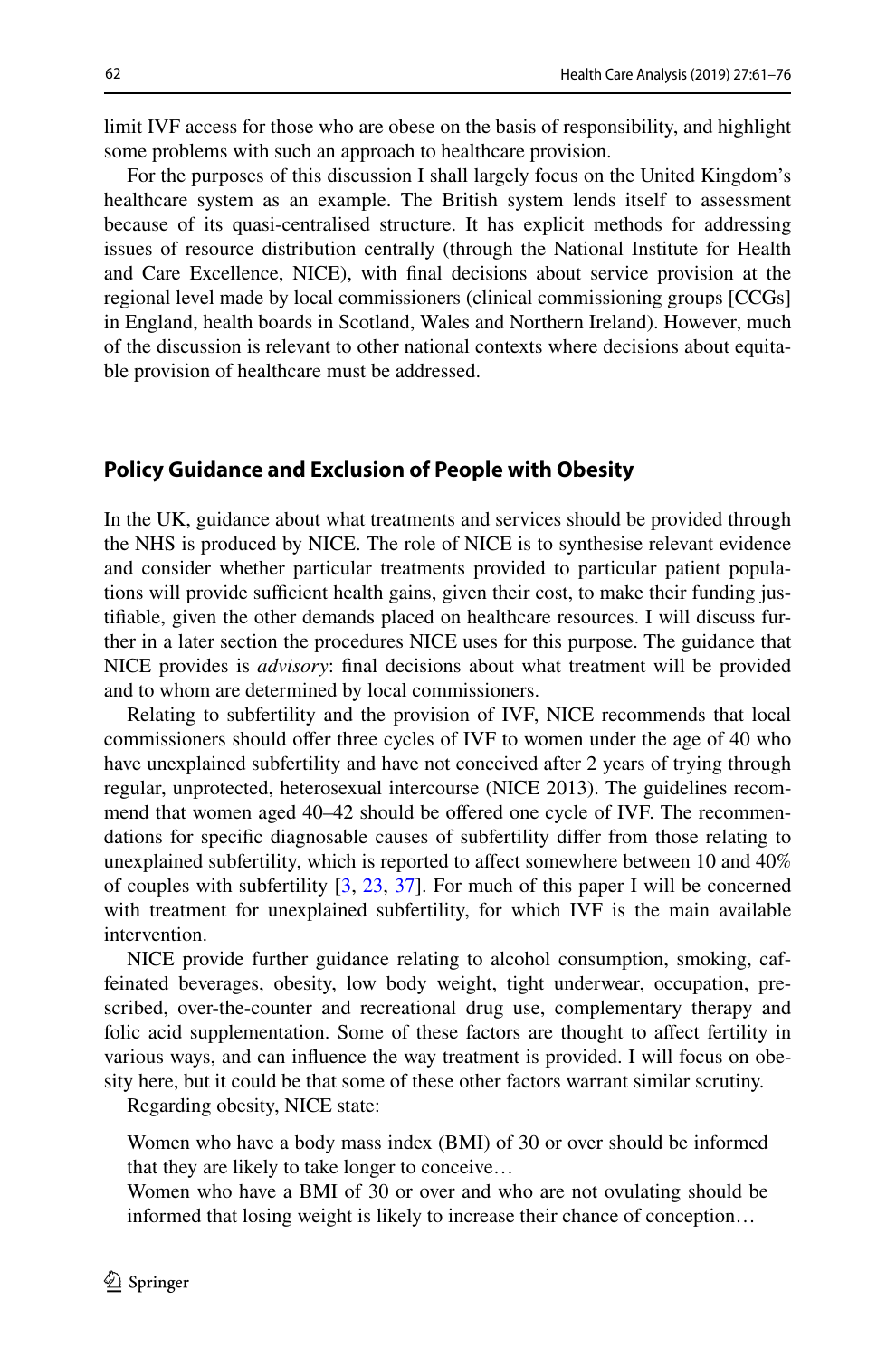limit IVF access for those who are obese on the basis of responsibility, and highlight some problems with such an approach to healthcare provision.

For the purposes of this discussion I shall largely focus on the United Kingdom's healthcare system as an example. The British system lends itself to assessment because of its quasi-centralised structure. It has explicit methods for addressing issues of resource distribution centrally (through the National Institute for Health and Care Excellence, NICE), with final decisions about service provision at the regional level made by local commissioners (clinical commissioning groups [CCGs] in England, health boards in Scotland, Wales and Northern Ireland). However, much of the discussion is relevant to other national contexts where decisions about equitable provision of healthcare must be addressed.

## Policy Guidance and Exclusion of People with Obesity

In the UK, guidance about what treatments and services should be provided through the NHS is produced by NICE. The role of NICE is to synthesise relevant evidence and consider whether particular treatments provided to particular patient populations will provide sufficient health gains, given their cost, to make their funding justifiable, given the other demands placed on healthcare resources. I will discuss further in a later section the procedures NICE uses for this purpose. The guidance that NICE provides is *advisory*: final decisions about what treatment will be provided and to whom are determined by local commissioners.

Relating to subfertility and the provision of IVF, NICE recommends that local commissioners should offer three cycles of IVF to women under the age of 40 who have unexplained subfertility and have not conceived after 2 years of trying through regular, unprotected, heterosexual intercourse (NICE 2013). The guidelines recommend that women aged 40–42 should be offered one cycle of IVF. The recommendations for specific diagnosable causes of subfertility differ from those relating to unexplained subfertility, which is reported to affect somewhere between 10 and 40% of couples with subfertility [3, 23, 37]. For much of this paper I will be concerned with treatment for unexplained subfertility, for which IVF is the main available intervention.

NICE provide further guidance relating to alcohol consumption, smoking, caffeinated beverages, obesity, low body weight, tight underwear, occupation, prescribed, over-the-counter and recreational drug use, complementary therapy and folic acid supplementation. Some of these factors are thought to affect fertility in various ways, and can influence the way treatment is provided. I will focus on obesity here, but it could be that some of these other factors warrant similar scrutiny.

Regarding obesity, NICE state:

> Women who have a body mass index (BMI) of 30 or over should be informed that they are likely to take longer to conceive…
>
> Women who have a BMI of 30 or over and who are not ovulating should be informed that losing weight is likely to increase their chance of conception…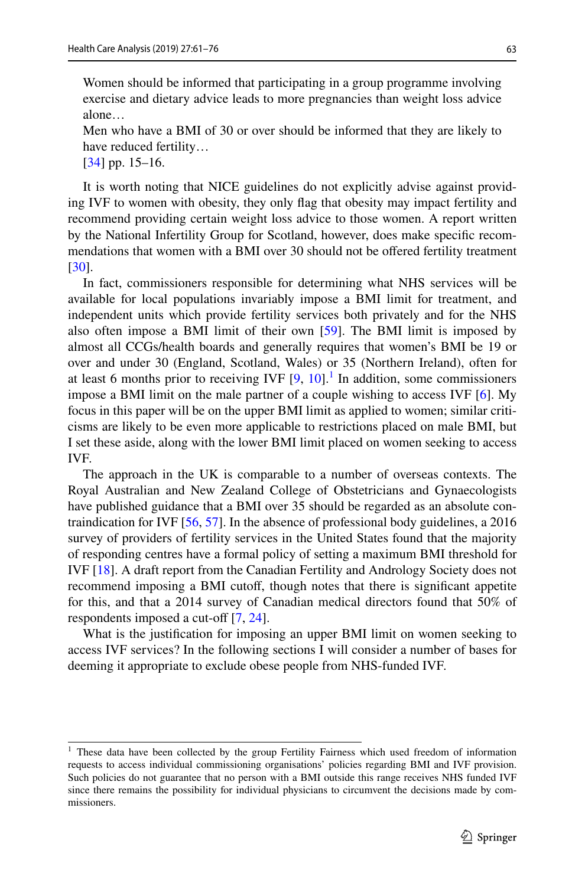> Women should be informed that participating in a group programme involving exercise and dietary advice leads to more pregnancies than weight loss advice alone…
>
> Men who have a BMI of 30 or over should be informed that they are likely to have reduced fertility…
>
> [34] pp. 15–16.

It is worth noting that NICE guidelines do not explicitly advise against providing IVF to women with obesity, they only flag that obesity may impact fertility and recommend providing certain weight loss advice to those women. A report written by the National Infertility Group for Scotland, however, does make specific recommendations that women with a BMI over 30 should not be offered fertility treatment [30].

In fact, commissioners responsible for determining what NHS services will be available for local populations invariably impose a BMI limit for treatment, and independent units which provide fertility services both privately and for the NHS also often impose a BMI limit of their own [59]. The BMI limit is imposed by almost all CCGs/health boards and generally requires that women's BMI be 19 or over and under 30 (England, Scotland, Wales) or 35 (Northern Ireland), often for at least 6 months prior to receiving IVF [9, 10].[1] In addition, some commissioners impose a BMI limit on the male partner of a couple wishing to access IVF [6]. My focus in this paper will be on the upper BMI limit as applied to women; similar criticisms are likely to be even more applicable to restrictions placed on male BMI, but I set these aside, along with the lower BMI limit placed on women seeking to access IVF.

The approach in the UK is comparable to a number of overseas contexts. The Royal Australian and New Zealand College of Obstetricians and Gynaecologists have published guidance that a BMI over 35 should be regarded as an absolute contraindication for IVF [56, 57]. In the absence of professional body guidelines, a 2016 survey of providers of fertility services in the United States found that the majority of responding centres have a formal policy of setting a maximum BMI threshold for IVF [18]. A draft report from the Canadian Fertility and Andrology Society does not recommend imposing a BMI cutoff, though notes that there is significant appetite for this, and that a 2014 survey of Canadian medical directors found that 50% of respondents imposed a cut-off [7, 24].

What is the justification for imposing an upper BMI limit on women seeking to access IVF services? In the following sections I will consider a number of bases for deeming it appropriate to exclude obese people from NHS-funded IVF.

---

[1] These data have been collected by the group Fertility Fairness which used freedom of information requests to access individual commissioning organisations' policies regarding BMI and IVF provision. Such policies do not guarantee that no person with a BMI outside this range receives NHS funded IVF since there remains the possibility for individual physicians to circumvent the decisions made by commissioners.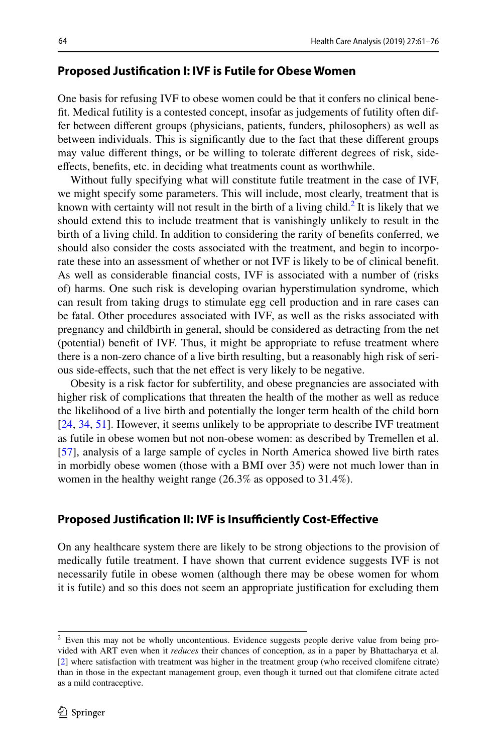## Proposed Justification I: IVF is Futile for Obese Women

One basis for refusing IVF to obese women could be that it confers no clinical benefit. Medical futility is a contested concept, insofar as judgements of futility often differ between different groups (physicians, patients, funders, philosophers) as well as between individuals. This is significantly due to the fact that these different groups may value different things, or be willing to tolerate different degrees of risk, side-effects, benefits, etc. in deciding what treatments count as worthwhile.

Without fully specifying what will constitute futile treatment in the case of IVF, we might specify some parameters. This will include, most clearly, treatment that is known with certainty will not result in the birth of a living child.[2] It is likely that we should extend this to include treatment that is vanishingly unlikely to result in the birth of a living child. In addition to considering the rarity of benefits conferred, we should also consider the costs associated with the treatment, and begin to incorporate these into an assessment of whether or not IVF is likely to be of clinical benefit. As well as considerable financial costs, IVF is associated with a number of (risks of) harms. One such risk is developing ovarian hyperstimulation syndrome, which can result from taking drugs to stimulate egg cell production and in rare cases can be fatal. Other procedures associated with IVF, as well as the risks associated with pregnancy and childbirth in general, should be considered as detracting from the net (potential) benefit of IVF. Thus, it might be appropriate to refuse treatment where there is a non-zero chance of a live birth resulting, but a reasonably high risk of serious side-effects, such that the net effect is very likely to be negative.

Obesity is a risk factor for subfertility, and obese pregnancies are associated with higher risk of complications that threaten the health of the mother as well as reduce the likelihood of a live birth and potentially the longer term health of the child born [24, 34, 51]. However, it seems unlikely to be appropriate to describe IVF treatment as futile in obese women but not non-obese women: as described by Tremellen et al. [57], analysis of a large sample of cycles in North America showed live birth rates in morbidly obese women (those with a BMI over 35) were not much lower than in women in the healthy weight range (26.3% as opposed to 31.4%).

## Proposed Justification II: IVF is Insufficiently Cost-Effective

On any healthcare system there are likely to be strong objections to the provision of medically futile treatment. I have shown that current evidence suggests IVF is not necessarily futile in obese women (although there may be obese women for whom it is futile) and so this does not seem an appropriate justification for excluding them

[2] Even this may not be wholly uncontentious. Evidence suggests people derive value from being provided with ART even when it *reduces* their chances of conception, as in a paper by Bhattacharya et al. [2] where satisfaction with treatment was higher in the treatment group (who received clomifene citrate) than in those in the expectant management group, even though it turned out that clomifene citrate acted as a mild contraceptive.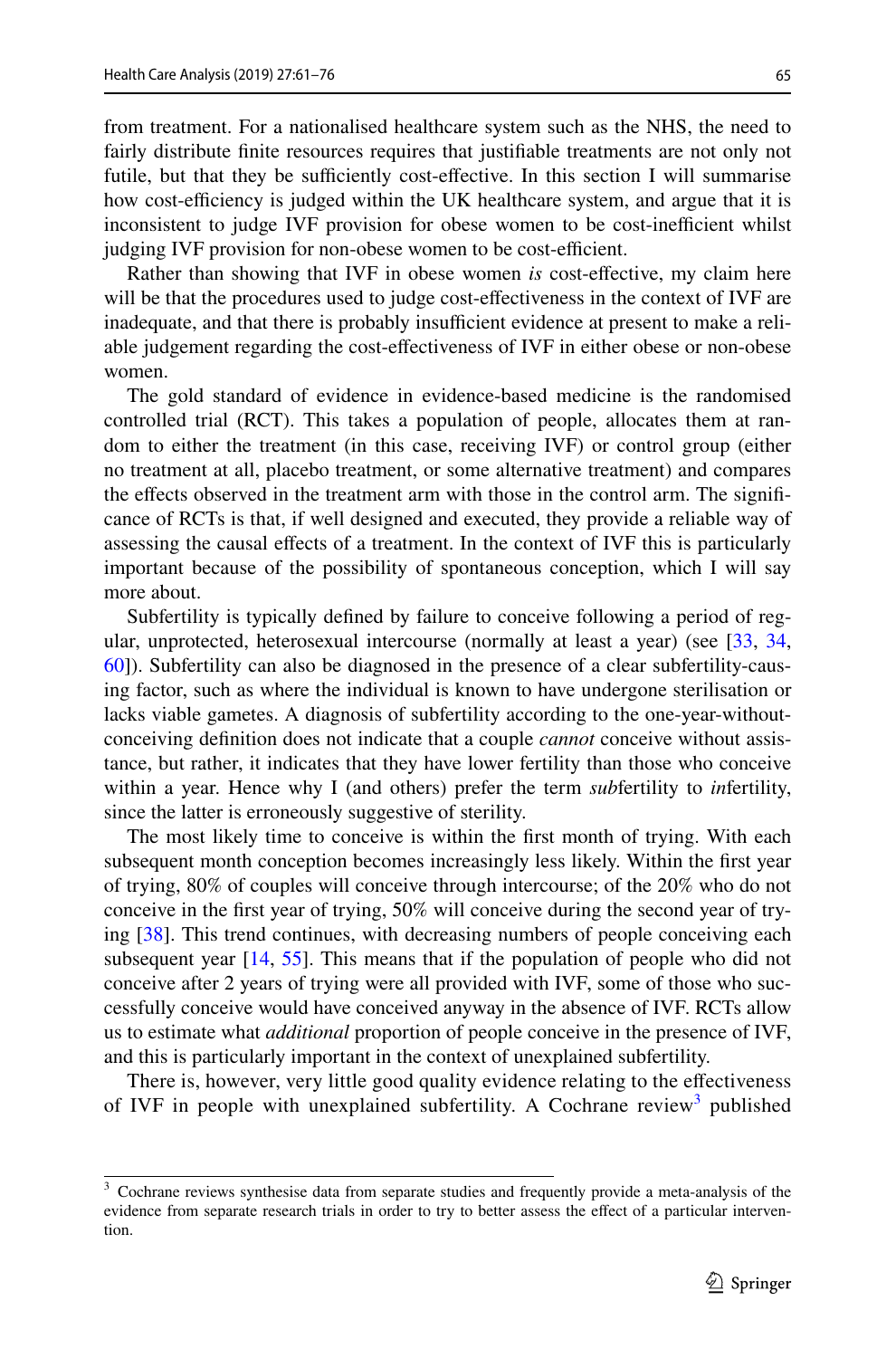from treatment. For a nationalised healthcare system such as the NHS, the need to fairly distribute finite resources requires that justifiable treatments are not only not futile, but that they be sufficiently cost-effective. In this section I will summarise how cost-efficiency is judged within the UK healthcare system, and argue that it is inconsistent to judge IVF provision for obese women to be cost-inefficient whilst judging IVF provision for non-obese women to be cost-efficient.

Rather than showing that IVF in obese women *is* cost-effective, my claim here will be that the procedures used to judge cost-effectiveness in the context of IVF are inadequate, and that there is probably insufficient evidence at present to make a reliable judgement regarding the cost-effectiveness of IVF in either obese or non-obese women.

The gold standard of evidence in evidence-based medicine is the randomised controlled trial (RCT). This takes a population of people, allocates them at random to either the treatment (in this case, receiving IVF) or control group (either no treatment at all, placebo treatment, or some alternative treatment) and compares the effects observed in the treatment arm with those in the control arm. The significance of RCTs is that, if well designed and executed, they provide a reliable way of assessing the causal effects of a treatment. In the context of IVF this is particularly important because of the possibility of spontaneous conception, which I will say more about.

Subfertility is typically defined by failure to conceive following a period of regular, unprotected, heterosexual intercourse (normally at least a year) (see [33, 34, 60]). Subfertility can also be diagnosed in the presence of a clear subfertility-causing factor, such as where the individual is known to have undergone sterilisation or lacks viable gametes. A diagnosis of subfertility according to the one-year-without-conceiving definition does not indicate that a couple *cannot* conceive without assistance, but rather, it indicates that they have lower fertility than those who conceive within a year. Hence why I (and others) prefer the term *sub*fertility to *in*fertility, since the latter is erroneously suggestive of sterility.

The most likely time to conceive is within the first month of trying. With each subsequent month conception becomes increasingly less likely. Within the first year of trying, 80% of couples will conceive through intercourse; of the 20% who do not conceive in the first year of trying, 50% will conceive during the second year of trying [38]. This trend continues, with decreasing numbers of people conceiving each subsequent year [14, 55]. This means that if the population of people who did not conceive after 2 years of trying were all provided with IVF, some of those who successfully conceive would have conceived anyway in the absence of IVF. RCTs allow us to estimate what *additional* proportion of people conceive in the presence of IVF, and this is particularly important in the context of unexplained subfertility.

There is, however, very little good quality evidence relating to the effectiveness of IVF in people with unexplained subfertility. A Cochrane review[3] published

[3] Cochrane reviews synthesise data from separate studies and frequently provide a meta-analysis of the evidence from separate research trials in order to try to better assess the effect of a particular intervention.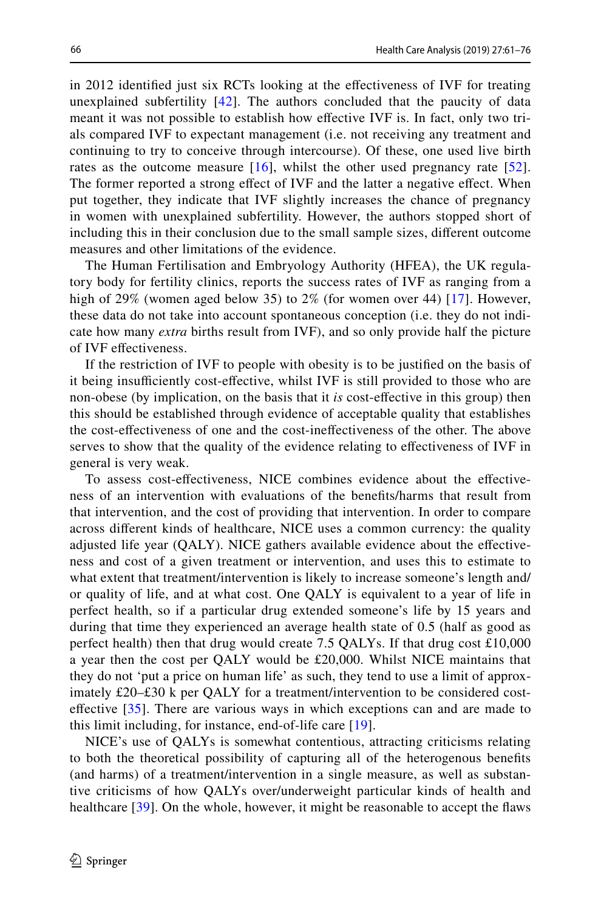in 2012 identified just six RCTs looking at the effectiveness of IVF for treating unexplained subfertility [42]. The authors concluded that the paucity of data meant it was not possible to establish how effective IVF is. In fact, only two trials compared IVF to expectant management (i.e. not receiving any treatment and continuing to try to conceive through intercourse). Of these, one used live birth rates as the outcome measure [16], whilst the other used pregnancy rate [52]. The former reported a strong effect of IVF and the latter a negative effect. When put together, they indicate that IVF slightly increases the chance of pregnancy in women with unexplained subfertility. However, the authors stopped short of including this in their conclusion due to the small sample sizes, different outcome measures and other limitations of the evidence.

The Human Fertilisation and Embryology Authority (HFEA), the UK regulatory body for fertility clinics, reports the success rates of IVF as ranging from a high of 29% (women aged below 35) to 2% (for women over 44) [17]. However, these data do not take into account spontaneous conception (i.e. they do not indicate how many *extra* births result from IVF), and so only provide half the picture of IVF effectiveness.

If the restriction of IVF to people with obesity is to be justified on the basis of it being insufficiently cost-effective, whilst IVF is still provided to those who are non-obese (by implication, on the basis that it *is* cost-effective in this group) then this should be established through evidence of acceptable quality that establishes the cost-effectiveness of one and the cost-ineffectiveness of the other. The above serves to show that the quality of the evidence relating to effectiveness of IVF in general is very weak.

To assess cost-effectiveness, NICE combines evidence about the effectiveness of an intervention with evaluations of the benefits/harms that result from that intervention, and the cost of providing that intervention. In order to compare across different kinds of healthcare, NICE uses a common currency: the quality adjusted life year (QALY). NICE gathers available evidence about the effectiveness and cost of a given treatment or intervention, and uses this to estimate to what extent that treatment/intervention is likely to increase someone's length and/or quality of life, and at what cost. One QALY is equivalent to a year of life in perfect health, so if a particular drug extended someone's life by 15 years and during that time they experienced an average health state of 0.5 (half as good as perfect health) then that drug would create 7.5 QALYs. If that drug cost £10,000 a year then the cost per QALY would be £20,000. Whilst NICE maintains that they do not 'put a price on human life' as such, they tend to use a limit of approximately £20–£30 k per QALY for a treatment/intervention to be considered cost-effective [35]. There are various ways in which exceptions can and are made to this limit including, for instance, end-of-life care [19].

NICE's use of QALYs is somewhat contentious, attracting criticisms relating to both the theoretical possibility of capturing all of the heterogenous benefits (and harms) of a treatment/intervention in a single measure, as well as substantive criticisms of how QALYs over/underweight particular kinds of health and healthcare [39]. On the whole, however, it might be reasonable to accept the flaws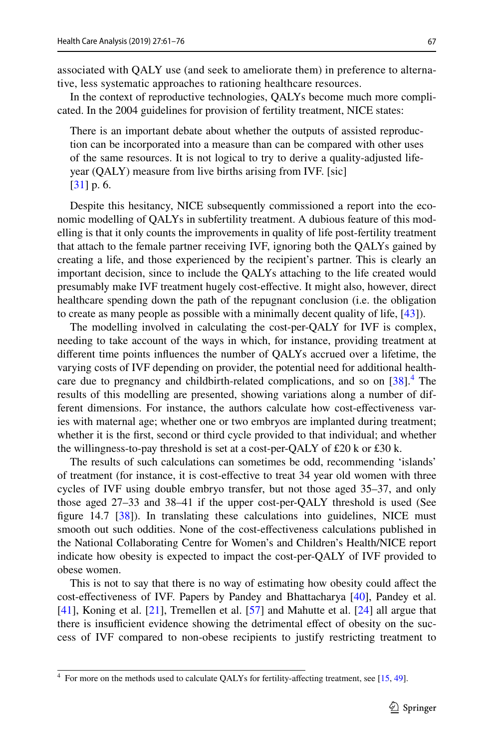associated with QALY use (and seek to ameliorate them) in preference to alternative, less systematic approaches to rationing healthcare resources.

In the context of reproductive technologies, QALYs become much more complicated. In the 2004 guidelines for provision of fertility treatment, NICE states:

> There is an important debate about whether the outputs of assisted reproduction can be incorporated into a measure than can be compared with other uses of the same resources. It is not logical to try to derive a quality-adjusted life-year (QALY) measure from live births arising from IVF. [sic] [31] p. 6.

Despite this hesitancy, NICE subsequently commissioned a report into the economic modelling of QALYs in subfertility treatment. A dubious feature of this modelling is that it only counts the improvements in quality of life post-fertility treatment that attach to the female partner receiving IVF, ignoring both the QALYs gained by creating a life, and those experienced by the recipient's partner. This is clearly an important decision, since to include the QALYs attaching to the life created would presumably make IVF treatment hugely cost-effective. It might also, however, direct healthcare spending down the path of the repugnant conclusion (i.e. the obligation to create as many people as possible with a minimally decent quality of life, [43]).

The modelling involved in calculating the cost-per-QALY for IVF is complex, needing to take account of the ways in which, for instance, providing treatment at different time points influences the number of QALYs accrued over a lifetime, the varying costs of IVF depending on provider, the potential need for additional healthcare due to pregnancy and childbirth-related complications, and so on [38].[4] The results of this modelling are presented, showing variations along a number of different dimensions. For instance, the authors calculate how cost-effectiveness varies with maternal age; whether one or two embryos are implanted during treatment; whether it is the first, second or third cycle provided to that individual; and whether the willingness-to-pay threshold is set at a cost-per-QALY of £20 k or £30 k.

The results of such calculations can sometimes be odd, recommending 'islands' of treatment (for instance, it is cost-effective to treat 34 year old women with three cycles of IVF using double embryo transfer, but not those aged 35–37, and only those aged 27–33 and 38–41 if the upper cost-per-QALY threshold is used (See figure 14.7 [38]). In translating these calculations into guidelines, NICE must smooth out such oddities. None of the cost-effectiveness calculations published in the National Collaborating Centre for Women's and Children's Health/NICE report indicate how obesity is expected to impact the cost-per-QALY of IVF provided to obese women.

This is not to say that there is no way of estimating how obesity could affect the cost-effectiveness of IVF. Papers by Pandey and Bhattacharya [40], Pandey et al. [41], Koning et al. [21], Tremellen et al. [57] and Mahutte et al. [24] all argue that there is insufficient evidence showing the detrimental effect of obesity on the success of IVF compared to non-obese recipients to justify restricting treatment to

[4] For more on the methods used to calculate QALYs for fertility-affecting treatment, see [15, 49].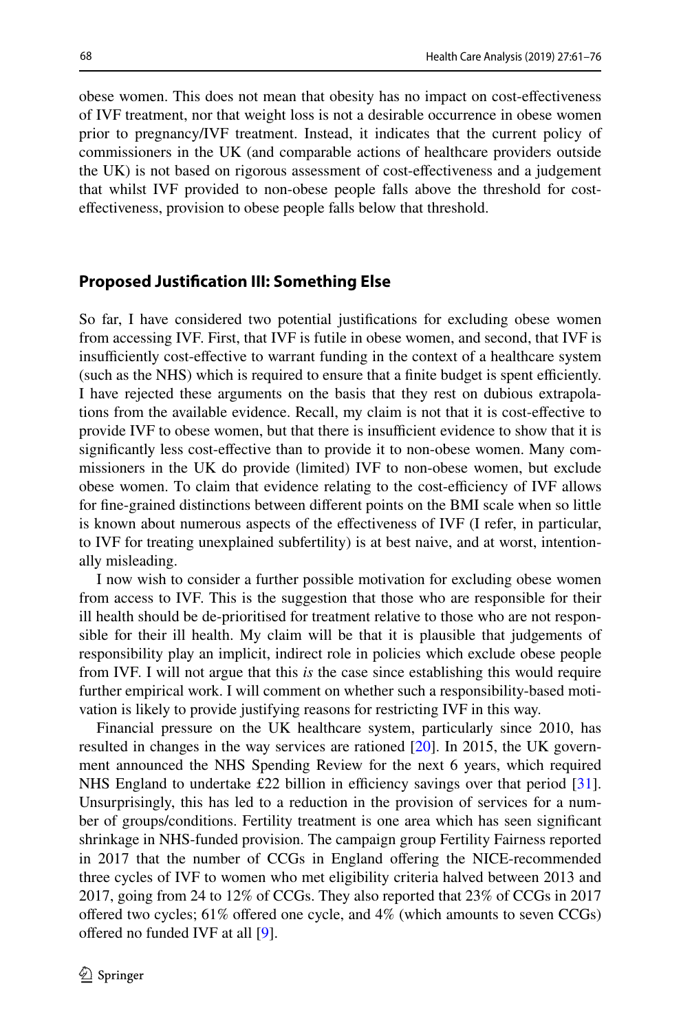obese women. This does not mean that obesity has no impact on cost-effectiveness of IVF treatment, nor that weight loss is not a desirable occurrence in obese women prior to pregnancy/IVF treatment. Instead, it indicates that the current policy of commissioners in the UK (and comparable actions of healthcare providers outside the UK) is not based on rigorous assessment of cost-effectiveness and a judgement that whilst IVF provided to non-obese people falls above the threshold for cost-effectiveness, provision to obese people falls below that threshold.

## Proposed Justification III: Something Else

So far, I have considered two potential justifications for excluding obese women from accessing IVF. First, that IVF is futile in obese women, and second, that IVF is insufficiently cost-effective to warrant funding in the context of a healthcare system (such as the NHS) which is required to ensure that a finite budget is spent efficiently. I have rejected these arguments on the basis that they rest on dubious extrapolations from the available evidence. Recall, my claim is not that it is cost-effective to provide IVF to obese women, but that there is insufficient evidence to show that it is significantly less cost-effective than to provide it to non-obese women. Many commissioners in the UK do provide (limited) IVF to non-obese women, but exclude obese women. To claim that evidence relating to the cost-efficiency of IVF allows for fine-grained distinctions between different points on the BMI scale when so little is known about numerous aspects of the effectiveness of IVF (I refer, in particular, to IVF for treating unexplained subfertility) is at best naive, and at worst, intentionally misleading.

I now wish to consider a further possible motivation for excluding obese women from access to IVF. This is the suggestion that those who are responsible for their ill health should be de-prioritised for treatment relative to those who are not responsible for their ill health. My claim will be that it is plausible that judgements of responsibility play an implicit, indirect role in policies which exclude obese people from IVF. I will not argue that this *is* the case since establishing this would require further empirical work. I will comment on whether such a responsibility-based motivation is likely to provide justifying reasons for restricting IVF in this way.

Financial pressure on the UK healthcare system, particularly since 2010, has resulted in changes in the way services are rationed [20]. In 2015, the UK government announced the NHS Spending Review for the next 6 years, which required NHS England to undertake £22 billion in efficiency savings over that period [31]. Unsurprisingly, this has led to a reduction in the provision of services for a number of groups/conditions. Fertility treatment is one area which has seen significant shrinkage in NHS-funded provision. The campaign group Fertility Fairness reported in 2017 that the number of CCGs in England offering the NICE-recommended three cycles of IVF to women who met eligibility criteria halved between 2013 and 2017, going from 24 to 12% of CCGs. They also reported that 23% of CCGs in 2017 offered two cycles; 61% offered one cycle, and 4% (which amounts to seven CCGs) offered no funded IVF at all [9].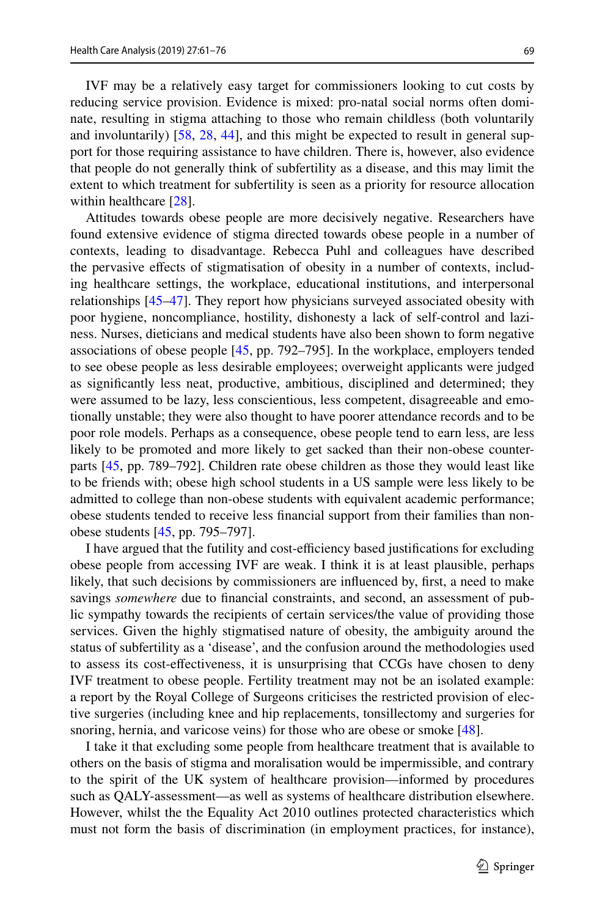IVF may be a relatively easy target for commissioners looking to cut costs by reducing service provision. Evidence is mixed: pro-natal social norms often dominate, resulting in stigma attaching to those who remain childless (both voluntarily and involuntarily) [58, 28, 44], and this might be expected to result in general support for those requiring assistance to have children. There is, however, also evidence that people do not generally think of subfertility as a disease, and this may limit the extent to which treatment for subfertility is seen as a priority for resource allocation within healthcare [28].

Attitudes towards obese people are more decisively negative. Researchers have found extensive evidence of stigma directed towards obese people in a number of contexts, leading to disadvantage. Rebecca Puhl and colleagues have described the pervasive effects of stigmatisation of obesity in a number of contexts, including healthcare settings, the workplace, educational institutions, and interpersonal relationships [45–47]. They report how physicians surveyed associated obesity with poor hygiene, noncompliance, hostility, dishonesty a lack of self-control and laziness. Nurses, dieticians and medical students have also been shown to form negative associations of obese people [45, pp. 792–795]. In the workplace, employers tended to see obese people as less desirable employees; overweight applicants were judged as significantly less neat, productive, ambitious, disciplined and determined; they were assumed to be lazy, less conscientious, less competent, disagreeable and emotionally unstable; they were also thought to have poorer attendance records and to be poor role models. Perhaps as a consequence, obese people tend to earn less, are less likely to be promoted and more likely to get sacked than their non-obese counterparts [45, pp. 789–792]. Children rate obese children as those they would least like to be friends with; obese high school students in a US sample were less likely to be admitted to college than non-obese students with equivalent academic performance; obese students tended to receive less financial support from their families than non-obese students [45, pp. 795–797].

I have argued that the futility and cost-efficiency based justifications for excluding obese people from accessing IVF are weak. I think it is at least plausible, perhaps likely, that such decisions by commissioners are influenced by, first, a need to make savings *somewhere* due to financial constraints, and second, an assessment of public sympathy towards the recipients of certain services/the value of providing those services. Given the highly stigmatised nature of obesity, the ambiguity around the status of subfertility as a 'disease', and the confusion around the methodologies used to assess its cost-effectiveness, it is unsurprising that CCGs have chosen to deny IVF treatment to obese people. Fertility treatment may not be an isolated example: a report by the Royal College of Surgeons criticises the restricted provision of elective surgeries (including knee and hip replacements, tonsillectomy and surgeries for snoring, hernia, and varicose veins) for those who are obese or smoke [48].

I take it that excluding some people from healthcare treatment that is available to others on the basis of stigma and moralisation would be impermissible, and contrary to the spirit of the UK system of healthcare provision—informed by procedures such as QALY-assessment—as well as systems of healthcare distribution elsewhere. However, whilst the the Equality Act 2010 outlines protected characteristics which must not form the basis of discrimination (in employment practices, for instance),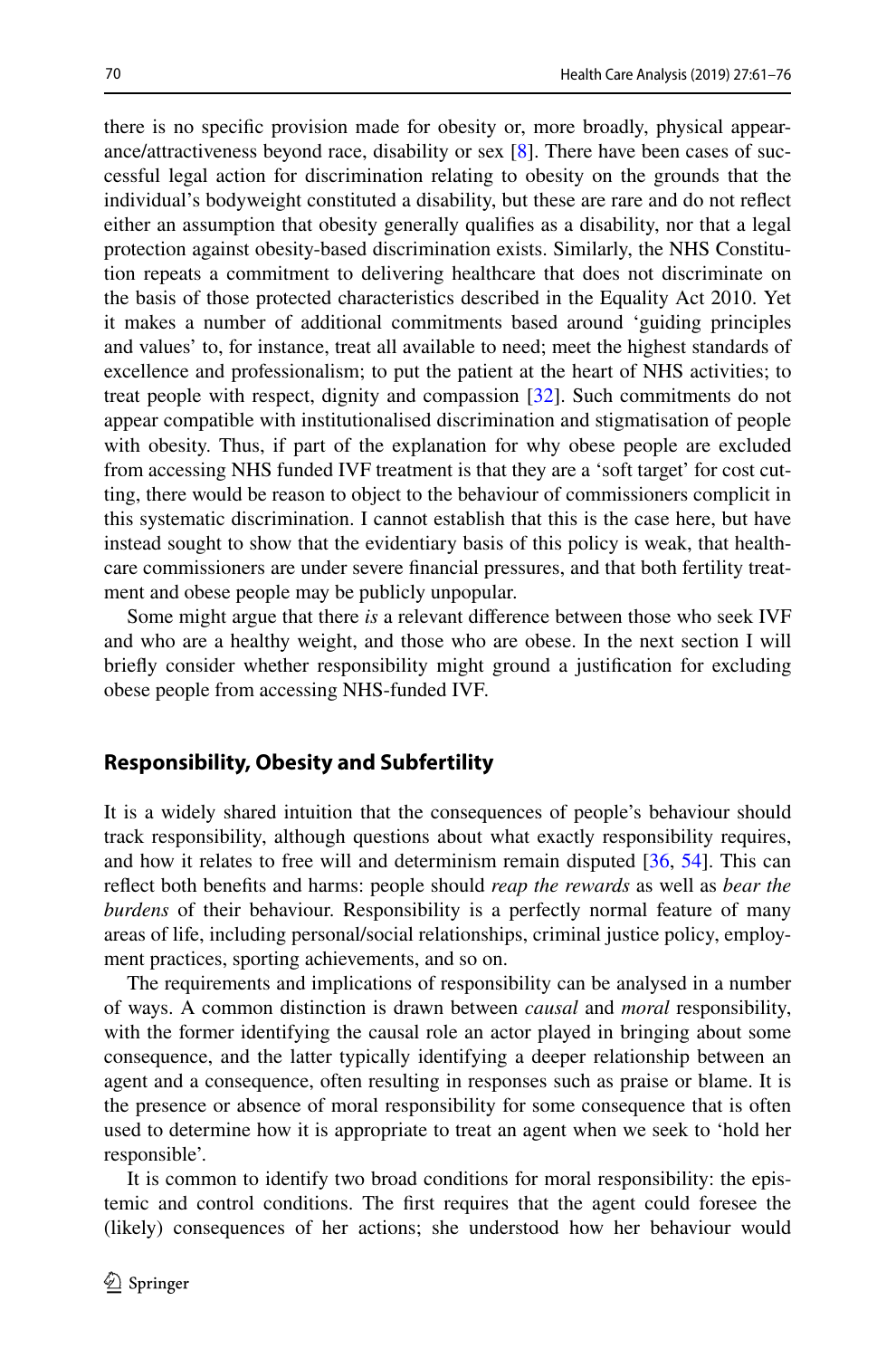there is no specific provision made for obesity or, more broadly, physical appearance/attractiveness beyond race, disability or sex [8]. There have been cases of successful legal action for discrimination relating to obesity on the grounds that the individual's bodyweight constituted a disability, but these are rare and do not reflect either an assumption that obesity generally qualifies as a disability, nor that a legal protection against obesity-based discrimination exists. Similarly, the NHS Constitution repeats a commitment to delivering healthcare that does not discriminate on the basis of those protected characteristics described in the Equality Act 2010. Yet it makes a number of additional commitments based around 'guiding principles and values' to, for instance, treat all available to need; meet the highest standards of excellence and professionalism; to put the patient at the heart of NHS activities; to treat people with respect, dignity and compassion [32]. Such commitments do not appear compatible with institutionalised discrimination and stigmatisation of people with obesity. Thus, if part of the explanation for why obese people are excluded from accessing NHS funded IVF treatment is that they are a 'soft target' for cost cutting, there would be reason to object to the behaviour of commissioners complicit in this systematic discrimination. I cannot establish that this is the case here, but have instead sought to show that the evidentiary basis of this policy is weak, that healthcare commissioners are under severe financial pressures, and that both fertility treatment and obese people may be publicly unpopular.

Some might argue that there *is* a relevant difference between those who seek IVF and who are a healthy weight, and those who are obese. In the next section I will briefly consider whether responsibility might ground a justification for excluding obese people from accessing NHS-funded IVF.

## Responsibility, Obesity and Subfertility

It is a widely shared intuition that the consequences of people's behaviour should track responsibility, although questions about what exactly responsibility requires, and how it relates to free will and determinism remain disputed [36, 54]. This can reflect both benefits and harms: people should *reap the rewards* as well as *bear the burdens* of their behaviour. Responsibility is a perfectly normal feature of many areas of life, including personal/social relationships, criminal justice policy, employment practices, sporting achievements, and so on.

The requirements and implications of responsibility can be analysed in a number of ways. A common distinction is drawn between *causal* and *moral* responsibility, with the former identifying the causal role an actor played in bringing about some consequence, and the latter typically identifying a deeper relationship between an agent and a consequence, often resulting in responses such as praise or blame. It is the presence or absence of moral responsibility for some consequence that is often used to determine how it is appropriate to treat an agent when we seek to 'hold her responsible'.

It is common to identify two broad conditions for moral responsibility: the epistemic and control conditions. The first requires that the agent could foresee the (likely) consequences of her actions; she understood how her behaviour would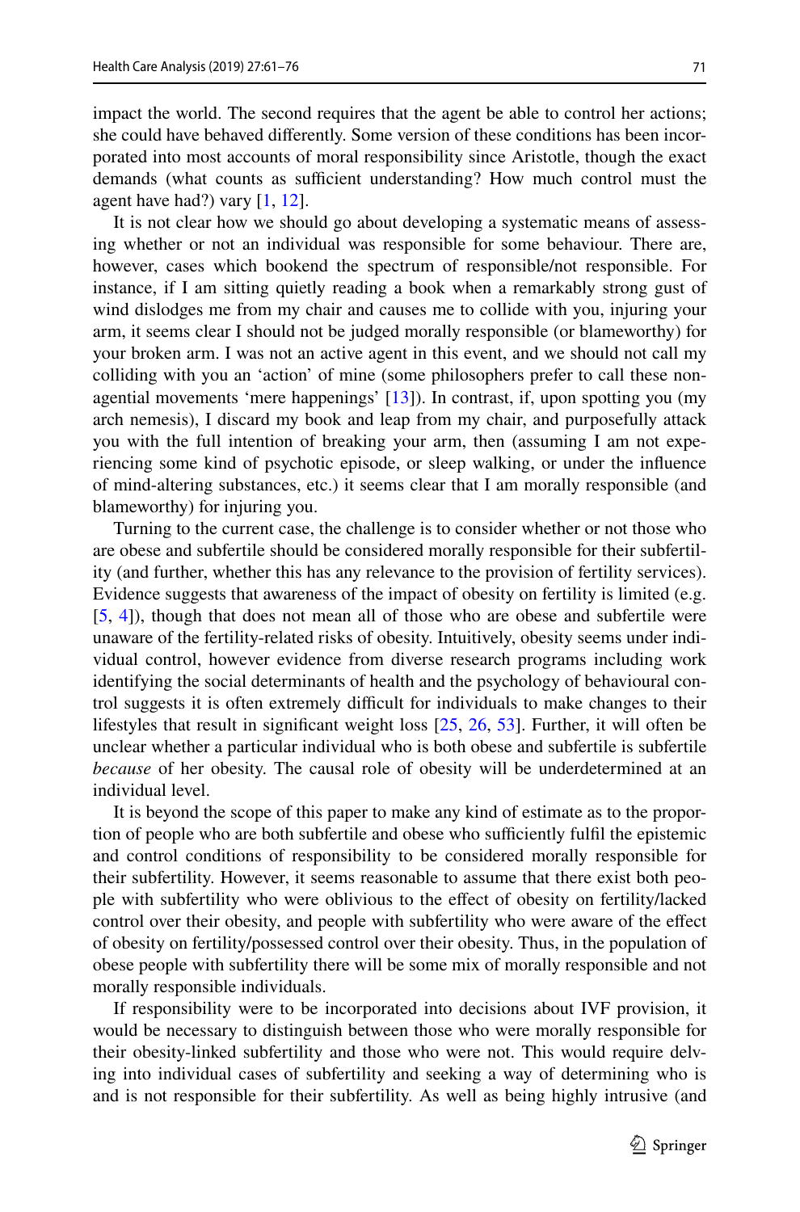impact the world. The second requires that the agent be able to control her actions; she could have behaved differently. Some version of these conditions has been incorporated into most accounts of moral responsibility since Aristotle, though the exact demands (what counts as sufficient understanding? How much control must the agent have had?) vary [1, 12].

It is not clear how we should go about developing a systematic means of assessing whether or not an individual was responsible for some behaviour. There are, however, cases which bookend the spectrum of responsible/not responsible. For instance, if I am sitting quietly reading a book when a remarkably strong gust of wind dislodges me from my chair and causes me to collide with you, injuring your arm, it seems clear I should not be judged morally responsible (or blameworthy) for your broken arm. I was not an active agent in this event, and we should not call my colliding with you an 'action' of mine (some philosophers prefer to call these non-agential movements 'mere happenings' [13]). In contrast, if, upon spotting you (my arch nemesis), I discard my book and leap from my chair, and purposefully attack you with the full intention of breaking your arm, then (assuming I am not experiencing some kind of psychotic episode, or sleep walking, or under the influence of mind-altering substances, etc.) it seems clear that I am morally responsible (and blameworthy) for injuring you.

Turning to the current case, the challenge is to consider whether or not those who are obese and subfertile should be considered morally responsible for their subfertility (and further, whether this has any relevance to the provision of fertility services). Evidence suggests that awareness of the impact of obesity on fertility is limited (e.g. [5, 4]), though that does not mean all of those who are obese and subfertile were unaware of the fertility-related risks of obesity. Intuitively, obesity seems under individual control, however evidence from diverse research programs including work identifying the social determinants of health and the psychology of behavioural control suggests it is often extremely difficult for individuals to make changes to their lifestyles that result in significant weight loss [25, 26, 53]. Further, it will often be unclear whether a particular individual who is both obese and subfertile is subfertile *because* of her obesity. The causal role of obesity will be underdetermined at an individual level.

It is beyond the scope of this paper to make any kind of estimate as to the proportion of people who are both subfertile and obese who sufficiently fulfil the epistemic and control conditions of responsibility to be considered morally responsible for their subfertility. However, it seems reasonable to assume that there exist both people with subfertility who were oblivious to the effect of obesity on fertility/lacked control over their obesity, and people with subfertility who were aware of the effect of obesity on fertility/possessed control over their obesity. Thus, in the population of obese people with subfertility there will be some mix of morally responsible and not morally responsible individuals.

If responsibility were to be incorporated into decisions about IVF provision, it would be necessary to distinguish between those who were morally responsible for their obesity-linked subfertility and those who were not. This would require delving into individual cases of subfertility and seeking a way of determining who is and is not responsible for their subfertility. As well as being highly intrusive (and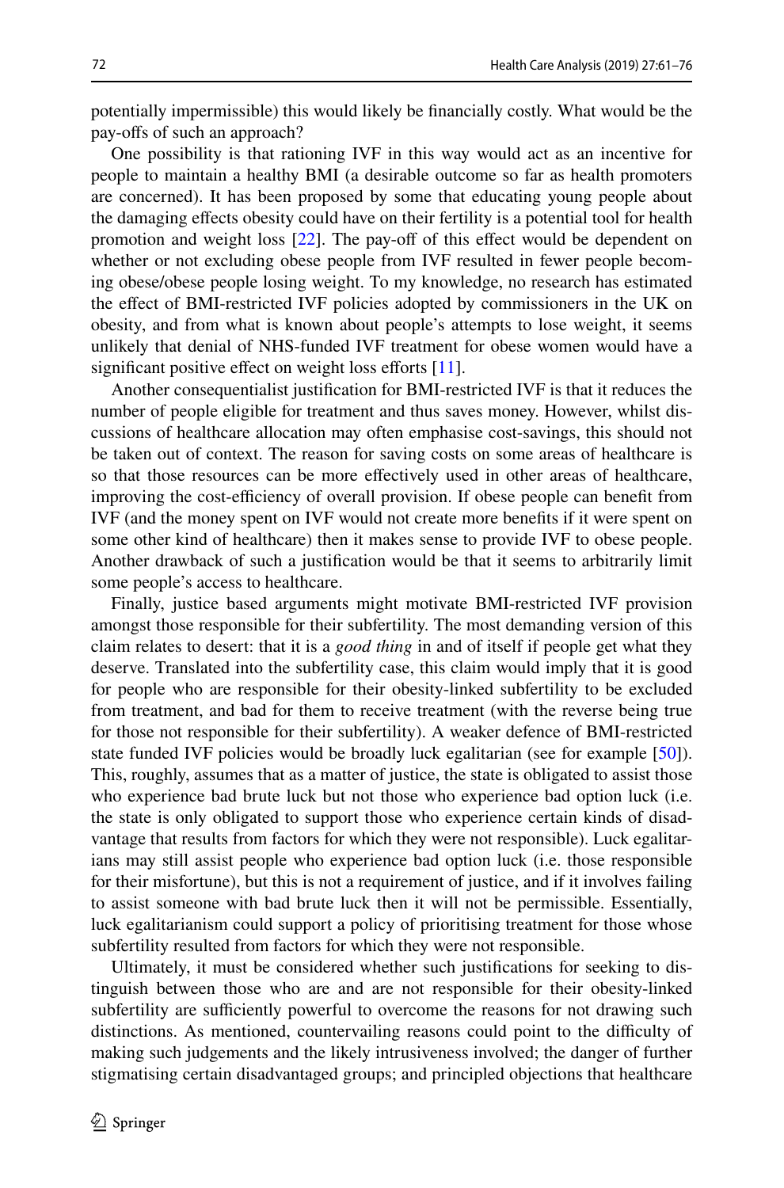potentially impermissible) this would likely be financially costly. What would be the pay-offs of such an approach?

One possibility is that rationing IVF in this way would act as an incentive for people to maintain a healthy BMI (a desirable outcome so far as health promoters are concerned). It has been proposed by some that educating young people about the damaging effects obesity could have on their fertility is a potential tool for health promotion and weight loss [22]. The pay-off of this effect would be dependent on whether or not excluding obese people from IVF resulted in fewer people becoming obese/obese people losing weight. To my knowledge, no research has estimated the effect of BMI-restricted IVF policies adopted by commissioners in the UK on obesity, and from what is known about people's attempts to lose weight, it seems unlikely that denial of NHS-funded IVF treatment for obese women would have a significant positive effect on weight loss efforts [11].

Another consequentialist justification for BMI-restricted IVF is that it reduces the number of people eligible for treatment and thus saves money. However, whilst discussions of healthcare allocation may often emphasise cost-savings, this should not be taken out of context. The reason for saving costs on some areas of healthcare is so that those resources can be more effectively used in other areas of healthcare, improving the cost-efficiency of overall provision. If obese people can benefit from IVF (and the money spent on IVF would not create more benefits if it were spent on some other kind of healthcare) then it makes sense to provide IVF to obese people. Another drawback of such a justification would be that it seems to arbitrarily limit some people's access to healthcare.

Finally, justice based arguments might motivate BMI-restricted IVF provision amongst those responsible for their subfertility. The most demanding version of this claim relates to desert: that it is a *good thing* in and of itself if people get what they deserve. Translated into the subfertility case, this claim would imply that it is good for people who are responsible for their obesity-linked subfertility to be excluded from treatment, and bad for them to receive treatment (with the reverse being true for those not responsible for their subfertility). A weaker defence of BMI-restricted state funded IVF policies would be broadly luck egalitarian (see for example [50]). This, roughly, assumes that as a matter of justice, the state is obligated to assist those who experience bad brute luck but not those who experience bad option luck (i.e. the state is only obligated to support those who experience certain kinds of disadvantage that results from factors for which they were not responsible). Luck egalitarians may still assist people who experience bad option luck (i.e. those responsible for their misfortune), but this is not a requirement of justice, and if it involves failing to assist someone with bad brute luck then it will not be permissible. Essentially, luck egalitarianism could support a policy of prioritising treatment for those whose subfertility resulted from factors for which they were not responsible.

Ultimately, it must be considered whether such justifications for seeking to distinguish between those who are and are not responsible for their obesity-linked subfertility are sufficiently powerful to overcome the reasons for not drawing such distinctions. As mentioned, countervailing reasons could point to the difficulty of making such judgements and the likely intrusiveness involved; the danger of further stigmatising certain disadvantaged groups; and principled objections that healthcare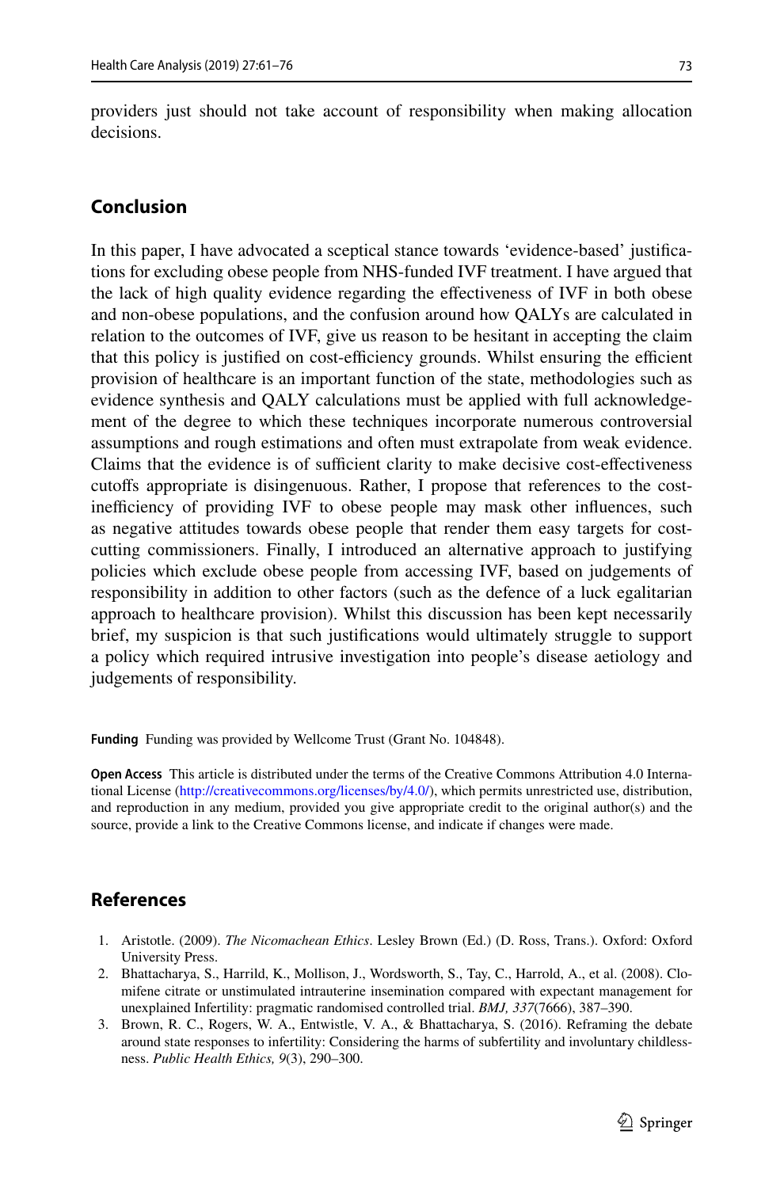providers just should not take account of responsibility when making allocation decisions.

## Conclusion

In this paper, I have advocated a sceptical stance towards 'evidence-based' justifications for excluding obese people from NHS-funded IVF treatment. I have argued that the lack of high quality evidence regarding the effectiveness of IVF in both obese and non-obese populations, and the confusion around how QALYs are calculated in relation to the outcomes of IVF, give us reason to be hesitant in accepting the claim that this policy is justified on cost-efficiency grounds. Whilst ensuring the efficient provision of healthcare is an important function of the state, methodologies such as evidence synthesis and QALY calculations must be applied with full acknowledgement of the degree to which these techniques incorporate numerous controversial assumptions and rough estimations and often must extrapolate from weak evidence. Claims that the evidence is of sufficient clarity to make decisive cost-effectiveness cutoffs appropriate is disingenuous. Rather, I propose that references to the cost-inefficiency of providing IVF to obese people may mask other influences, such as negative attitudes towards obese people that render them easy targets for cost-cutting commissioners. Finally, I introduced an alternative approach to justifying policies which exclude obese people from accessing IVF, based on judgements of responsibility in addition to other factors (such as the defence of a luck egalitarian approach to healthcare provision). Whilst this discussion has been kept necessarily brief, my suspicion is that such justifications would ultimately struggle to support a policy which required intrusive investigation into people's disease aetiology and judgements of responsibility.

**Funding** Funding was provided by Wellcome Trust (Grant No. 104848).

**Open Access** This article is distributed under the terms of the Creative Commons Attribution 4.0 International License (http://creativecommons.org/licenses/by/4.0/), which permits unrestricted use, distribution, and reproduction in any medium, provided you give appropriate credit to the original author(s) and the source, provide a link to the Creative Commons license, and indicate if changes were made.

## References

1. Aristotle. (2009). *The Nicomachean Ethics*. Lesley Brown (Ed.) (D. Ross, Trans.). Oxford: Oxford University Press.
2. Bhattacharya, S., Harrild, K., Mollison, J., Wordsworth, S., Tay, C., Harrold, A., et al. (2008). Clomifene citrate or unstimulated intrauterine insemination compared with expectant management for unexplained Infertility: pragmatic randomised controlled trial. *BMJ, 337*(7666), 387–390.
3. Brown, R. C., Rogers, W. A., Entwistle, V. A., & Bhattacharya, S. (2016). Reframing the debate around state responses to infertility: Considering the harms of subfertility and involuntary childlessness. *Public Health Ethics, 9*(3), 290–300.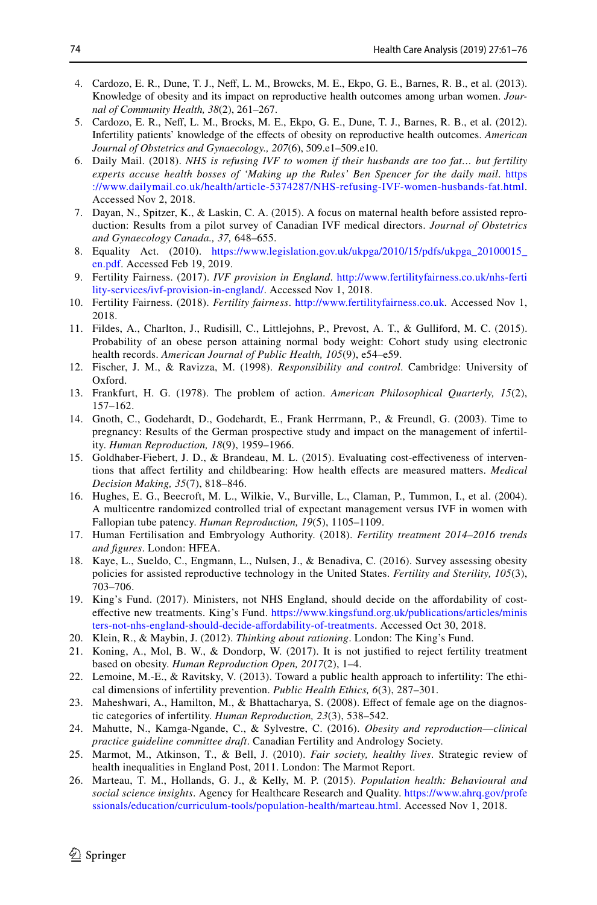4. Cardozo, E. R., Dune, T. J., Neff, L. M., Browcks, M. E., Ekpo, G. E., Barnes, R. B., et al. (2013). Knowledge of obesity and its impact on reproductive health outcomes among urban women. *Journal of Community Health, 38*(2), 261–267.
5. Cardozo, E. R., Neff, L. M., Brocks, M. E., Ekpo, G. E., Dune, T. J., Barnes, R. B., et al. (2012). Infertility patients' knowledge of the effects of obesity on reproductive health outcomes. *American Journal of Obstetrics and Gynaecology., 207*(6), 509.e1–509.e10.
6. Daily Mail. (2018). *NHS is refusing IVF to women if their husbands are too fat… but fertility experts accuse health bosses of 'Making up the Rules' Ben Spencer for the daily mail*. https://www.dailymail.co.uk/health/article-5374287/NHS-refusing-IVF-women-husbands-fat.html. Accessed Nov 2, 2018.
7. Dayan, N., Spitzer, K., & Laskin, C. A. (2015). A focus on maternal health before assisted reproduction: Results from a pilot survey of Canadian IVF medical directors. *Journal of Obstetrics and Gynaecology Canada., 37,* 648–655.
8. Equality Act. (2010). https://www.legislation.gov.uk/ukpga/2010/15/pdfs/ukpga_20100015_en.pdf. Accessed Feb 19, 2019.
9. Fertility Fairness. (2017). *IVF provision in England*. http://www.fertilityfairness.co.uk/nhs-fertility-services/ivf-provision-in-england/. Accessed Nov 1, 2018.
10. Fertility Fairness. (2018). *Fertility fairness*. http://www.fertilityfairness.co.uk. Accessed Nov 1, 2018.
11. Fildes, A., Charlton, J., Rudisill, C., Littlejohns, P., Prevost, A. T., & Gulliford, M. C. (2015). Probability of an obese person attaining normal body weight: Cohort study using electronic health records. *American Journal of Public Health, 105*(9), e54–e59.
12. Fischer, J. M., & Ravizza, M. (1998). *Responsibility and control*. Cambridge: University of Oxford.
13. Frankfurt, H. G. (1978). The problem of action. *American Philosophical Quarterly, 15*(2), 157–162.
14. Gnoth, C., Godehardt, D., Godehardt, E., Frank Herrmann, P., & Freundl, G. (2003). Time to pregnancy: Results of the German prospective study and impact on the management of infertility. *Human Reproduction, 18*(9), 1959–1966.
15. Goldhaber-Fiebert, J. D., & Brandeau, M. L. (2015). Evaluating cost-effectiveness of interventions that affect fertility and childbearing: How health effects are measured matters. *Medical Decision Making, 35*(7), 818–846.
16. Hughes, E. G., Beecroft, M. L., Wilkie, V., Burville, L., Claman, P., Tummon, I., et al. (2004). A multicentre randomized controlled trial of expectant management versus IVF in women with Fallopian tube patency. *Human Reproduction, 19*(5), 1105–1109.
17. Human Fertilisation and Embryology Authority. (2018). *Fertility treatment 2014–2016 trends and figures*. London: HFEA.
18. Kaye, L., Sueldo, C., Engmann, L., Nulsen, J., & Benadiva, C. (2016). Survey assessing obesity policies for assisted reproductive technology in the United States. *Fertility and Sterility, 105*(3), 703–706.
19. King's Fund. (2017). Ministers, not NHS England, should decide on the affordability of cost-effective new treatments. King's Fund. https://www.kingsfund.org.uk/publications/articles/ministers-not-nhs-england-should-decide-affordability-of-treatments. Accessed Oct 30, 2018.
20. Klein, R., & Maybin, J. (2012). *Thinking about rationing*. London: The King's Fund.
21. Koning, A., Mol, B. W., & Dondorp, W. (2017). It is not justified to reject fertility treatment based on obesity. *Human Reproduction Open, 2017*(2), 1–4.
22. Lemoine, M.-E., & Ravitsky, V. (2013). Toward a public health approach to infertility: The ethical dimensions of infertility prevention. *Public Health Ethics, 6*(3), 287–301.
23. Maheshwari, A., Hamilton, M., & Bhattacharya, S. (2008). Effect of female age on the diagnostic categories of infertility. *Human Reproduction, 23*(3), 538–542.
24. Mahutte, N., Kamga-Ngande, C., & Sylvestre, C. (2016). *Obesity and reproduction—clinical practice guideline committee draft*. Canadian Fertility and Andrology Society.
25. Marmot, M., Atkinson, T., & Bell, J. (2010). *Fair society, healthy lives*. Strategic review of health inequalities in England Post, 2011. London: The Marmot Report.
26. Marteau, T. M., Hollands, G. J., & Kelly, M. P. (2015). *Population health: Behavioural and social science insights*. Agency for Healthcare Research and Quality. https://www.ahrq.gov/professionals/education/curriculum-tools/population-health/marteau.html. Accessed Nov 1, 2018.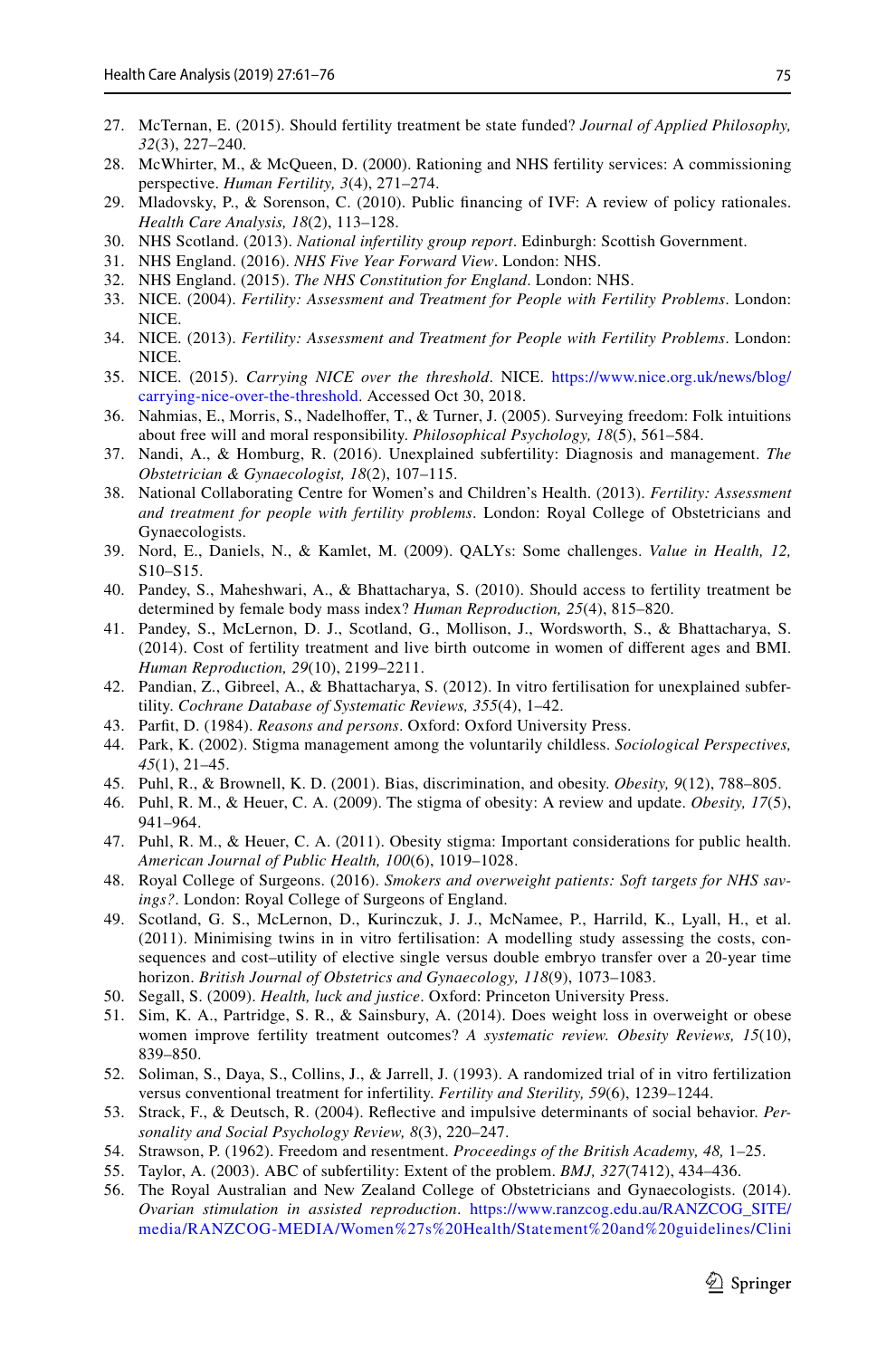27. McTernan, E. (2015). Should fertility treatment be state funded? *Journal of Applied Philosophy, 32*(3), 227–240.
28. McWhirter, M., & McQueen, D. (2000). Rationing and NHS fertility services: A commissioning perspective. *Human Fertility, 3*(4), 271–274.
29. Mladovsky, P., & Sorenson, C. (2010). Public financing of IVF: A review of policy rationales. *Health Care Analysis, 18*(2), 113–128.
30. NHS Scotland. (2013). *National infertility group report*. Edinburgh: Scottish Government.
31. NHS England. (2016). *NHS Five Year Forward View*. London: NHS.
32. NHS England. (2015). *The NHS Constitution for England*. London: NHS.
33. NICE. (2004). *Fertility: Assessment and Treatment for People with Fertility Problems*. London: NICE.
34. NICE. (2013). *Fertility: Assessment and Treatment for People with Fertility Problems*. London: NICE.
35. NICE. (2015). *Carrying NICE over the threshold*. NICE. https://www.nice.org.uk/news/blog/carrying-nice-over-the-threshold. Accessed Oct 30, 2018.
36. Nahmias, E., Morris, S., Nadelhoffer, T., & Turner, J. (2005). Surveying freedom: Folk intuitions about free will and moral responsibility. *Philosophical Psychology, 18*(5), 561–584.
37. Nandi, A., & Homburg, R. (2016). Unexplained subfertility: Diagnosis and management. *The Obstetrician & Gynaecologist, 18*(2), 107–115.
38. National Collaborating Centre for Women's and Children's Health. (2013). *Fertility: Assessment and treatment for people with fertility problems*. London: Royal College of Obstetricians and Gynaecologists.
39. Nord, E., Daniels, N., & Kamlet, M. (2009). QALYs: Some challenges. *Value in Health, 12,* S10–S15.
40. Pandey, S., Maheshwari, A., & Bhattacharya, S. (2010). Should access to fertility treatment be determined by female body mass index? *Human Reproduction, 25*(4), 815–820.
41. Pandey, S., McLernon, D. J., Scotland, G., Mollison, J., Wordsworth, S., & Bhattacharya, S. (2014). Cost of fertility treatment and live birth outcome in women of different ages and BMI. *Human Reproduction, 29*(10), 2199–2211.
42. Pandian, Z., Gibreel, A., & Bhattacharya, S. (2012). In vitro fertilisation for unexplained subfertility. *Cochrane Database of Systematic Reviews, 355*(4), 1–42.
43. Parfit, D. (1984). *Reasons and persons*. Oxford: Oxford University Press.
44. Park, K. (2002). Stigma management among the voluntarily childless. *Sociological Perspectives, 45*(1), 21–45.
45. Puhl, R., & Brownell, K. D. (2001). Bias, discrimination, and obesity. *Obesity, 9*(12), 788–805.
46. Puhl, R. M., & Heuer, C. A. (2009). The stigma of obesity: A review and update. *Obesity, 17*(5), 941–964.
47. Puhl, R. M., & Heuer, C. A. (2011). Obesity stigma: Important considerations for public health. *American Journal of Public Health, 100*(6), 1019–1028.
48. Royal College of Surgeons. (2016). *Smokers and overweight patients: Soft targets for NHS savings?*. London: Royal College of Surgeons of England.
49. Scotland, G. S., McLernon, D., Kurinczuk, J. J., McNamee, P., Harrild, K., Lyall, H., et al. (2011). Minimising twins in in vitro fertilisation: A modelling study assessing the costs, consequences and cost–utility of elective single versus double embryo transfer over a 20-year time horizon. *British Journal of Obstetrics and Gynaecology, 118*(9), 1073–1083.
50. Segall, S. (2009). *Health, luck and justice*. Oxford: Princeton University Press.
51. Sim, K. A., Partridge, S. R., & Sainsbury, A. (2014). Does weight loss in overweight or obese women improve fertility treatment outcomes? *A systematic review. Obesity Reviews, 15*(10), 839–850.
52. Soliman, S., Daya, S., Collins, J., & Jarrell, J. (1993). A randomized trial of in vitro fertilization versus conventional treatment for infertility. *Fertility and Sterility, 59*(6), 1239–1244.
53. Strack, F., & Deutsch, R. (2004). Reflective and impulsive determinants of social behavior. *Personality and Social Psychology Review, 8*(3), 220–247.
54. Strawson, P. (1962). Freedom and resentment. *Proceedings of the British Academy, 48,* 1–25.
55. Taylor, A. (2003). ABC of subfertility: Extent of the problem. *BMJ, 327*(7412), 434–436.
56. The Royal Australian and New Zealand College of Obstetricians and Gynaecologists. (2014). *Ovarian stimulation in assisted reproduction*. https://www.ranzcog.edu.au/RANZCOG_SITE/media/RANZCOG-MEDIA/Women%27s%20Health/Statement%20and%20guidelines/Clini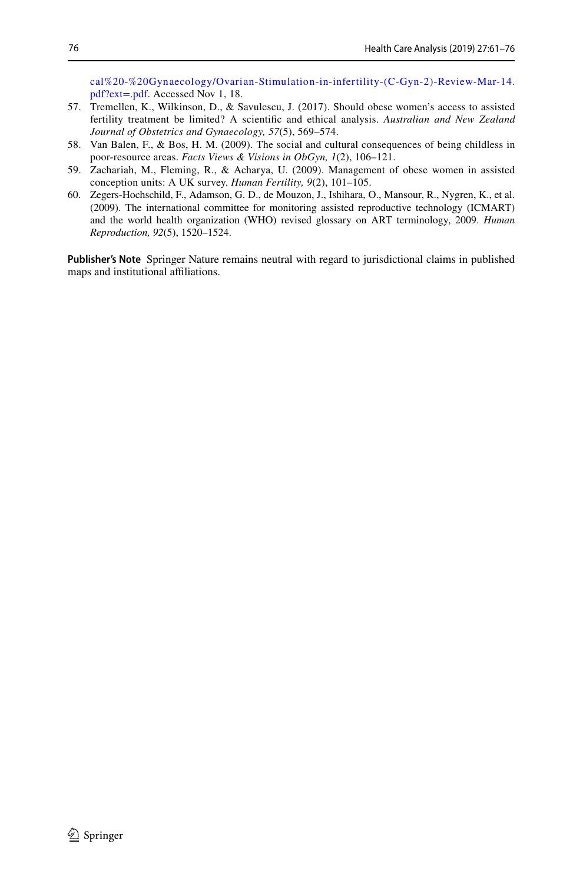cal%20-%20Gynaecology/Ovarian-Stimulation-in-infertility-(C-Gyn-2)-Review-Mar-14.pdf?ext=.pdf. Accessed Nov 1, 18.

57. Tremellen, K., Wilkinson, D., & Savulescu, J. (2017). Should obese women's access to assisted fertility treatment be limited? A scientific and ethical analysis. *Australian and New Zealand Journal of Obstetrics and Gynaecology, 57*(5), 569–574.
58. Van Balen, F., & Bos, H. M. (2009). The social and cultural consequences of being childless in poor-resource areas. *Facts Views & Visions in ObGyn, 1*(2), 106–121.
59. Zachariah, M., Fleming, R., & Acharya, U. (2009). Management of obese women in assisted conception units: A UK survey. *Human Fertility, 9*(2), 101–105.
60. Zegers-Hochschild, F., Adamson, G. D., de Mouzon, J., Ishihara, O., Mansour, R., Nygren, K., et al. (2009). The international committee for monitoring assisted reproductive technology (ICMART) and the world health organization (WHO) revised glossary on ART terminology, 2009. *Human Reproduction, 92*(5), 1520–1524.

**Publisher's Note** Springer Nature remains neutral with regard to jurisdictional claims in published maps and institutional affiliations.